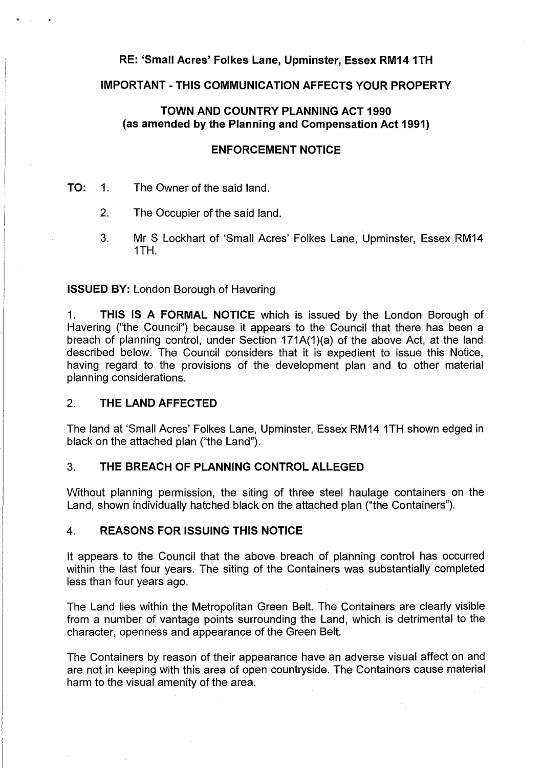**RE: 'Small Acres' Folkes Lane, Upminster, Essex RM14 1TH**

**IMPORTANT - THIS COMMUNICATION AFFECTS YOUR PROPERTY**

**TOWN AND COUNTRY PLANNING ACT 1990**
**(as amended by the Planning and Compensation Act 1991)**

**ENFORCEMENT NOTICE**

**TO:**
1. The Owner of the said land.
2. The Occupier of the said land.
3. Mr S Lockhart of 'Small Acres' Folkes Lane, Upminster, Essex RM14 1TH.

**ISSUED BY:** London Borough of Havering

1. **THIS IS A FORMAL NOTICE** which is issued by the London Borough of Havering ("the Council") because it appears to the Council that there has been a breach of planning control, under Section 171A(1)(a) of the above Act, at the land described below. The Council considers that it is expedient to issue this Notice, having regard to the provisions of the development plan and to other material planning considerations.

## 2. THE LAND AFFECTED

The land at 'Small Acres' Folkes Lane, Upminster, Essex RM14 1TH shown edged in black on the attached plan ("the Land").

## 3. THE BREACH OF PLANNING CONTROL ALLEGED

Without planning permission, the siting of three steel haulage containers on the Land, shown individually hatched black on the attached plan ("the Containers").

## 4. REASONS FOR ISSUING THIS NOTICE

It appears to the Council that the above breach of planning control has occurred within the last four years. The siting of the Containers was substantially completed less than four years ago.

The Land lies within the Metropolitan Green Belt. The Containers are clearly visible from a number of vantage points surrounding the Land, which is detrimental to the character, openness and appearance of the Green Belt.

The Containers by reason of their appearance have an adverse visual affect on and are not in keeping with this area of open countryside. The Containers cause material harm to the visual amenity of the area.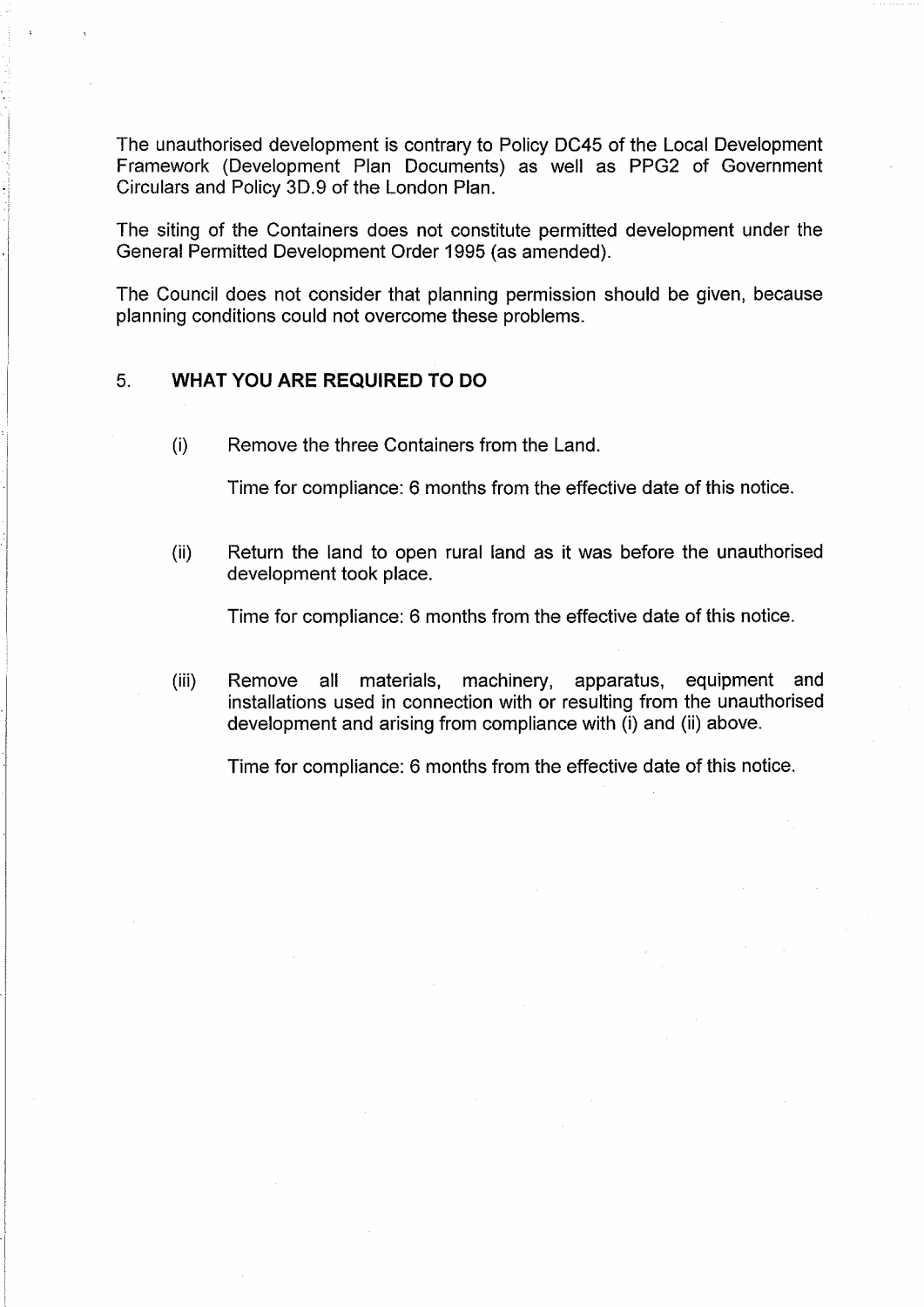The unauthorised development is contrary to Policy DC45 of the Local Development Framework (Development Plan Documents) as well as PPG2 of Government Circulars and Policy 3D.9 of the London Plan.

The siting of the Containers does not constitute permitted development under the General Permitted Development Order 1995 (as amended).

The Council does not consider that planning permission should be given, because planning conditions could not overcome these problems.

## 5. WHAT YOU ARE REQUIRED TO DO

(i) Remove the three Containers from the Land.

Time for compliance: 6 months from the effective date of this notice.

(ii) Return the land to open rural land as it was before the unauthorised development took place.

Time for compliance: 6 months from the effective date of this notice.

(iii) Remove all materials, machinery, apparatus, equipment and installations used in connection with or resulting from the unauthorised development and arising from compliance with (i) and (ii) above.

Time for compliance: 6 months from the effective date of this notice.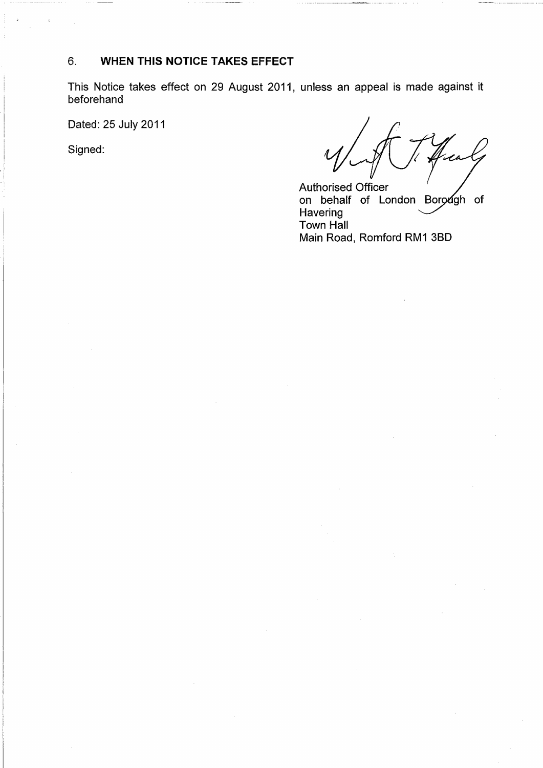## 6. WHEN THIS NOTICE TAKES EFFECT

This Notice takes effect on 29 August 2011, unless an appeal is made against it beforehand

Dated: 25 July 2011

Signed:

Authorised Officer
on behalf of London Borough of Havering
Town Hall
Main Road, Romford RM1 3BD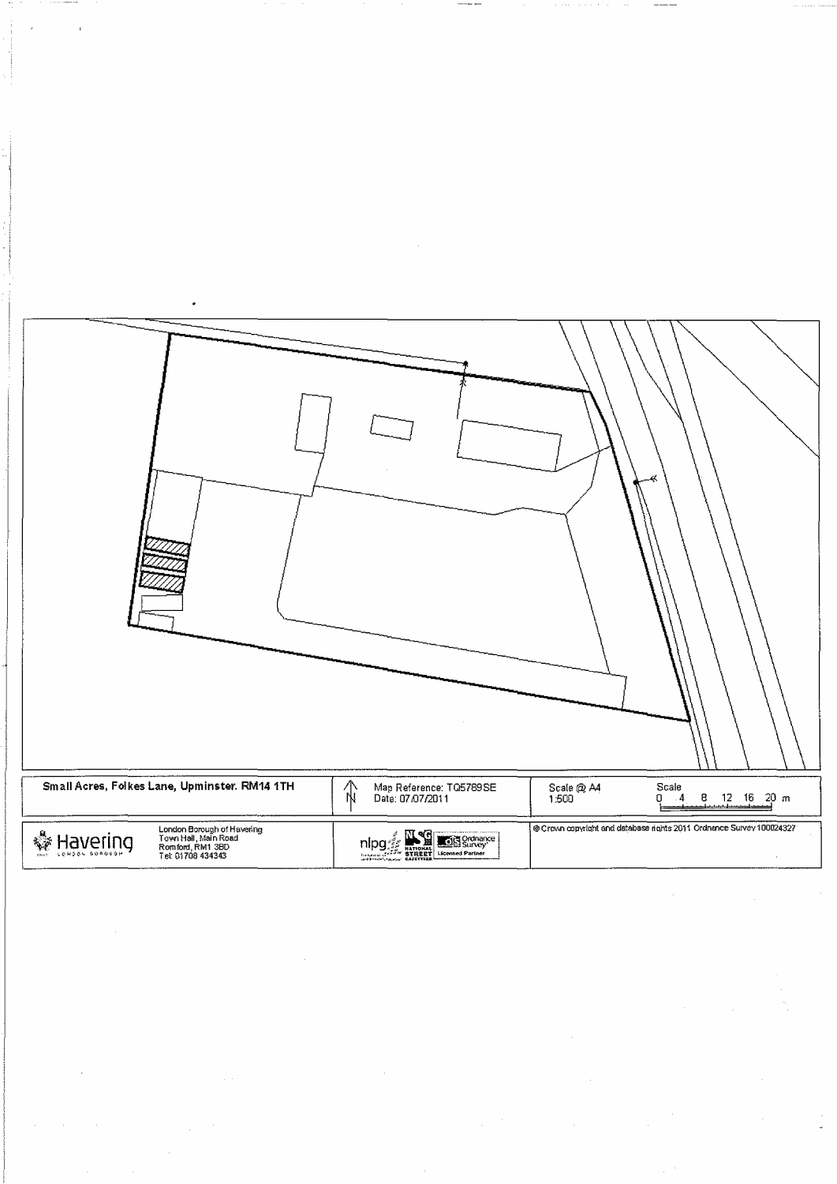| Small Acres, Folkes Lane, Upminster. RM14 1TH | N | Map Reference: TQ5789SE<br>Date: 07/07/2011 | Scale @ A4<br>1:500 | Scale<br>0 4 8 12 16 20 m |
|---|---|---|---|---|

| Havering<br>LONDON BOROUGH | London Borough of Havering<br>Town Hall, Main Road<br>Romford, RM1 3BD<br>Tel: 01708 434343 | nlpg NATIONAL STREET GAZETTEER Ordnance Survey Licensed Partner | © Crown copyright and database rights 2011 Ordnance Survey 100024327 |
|---|---|---|---|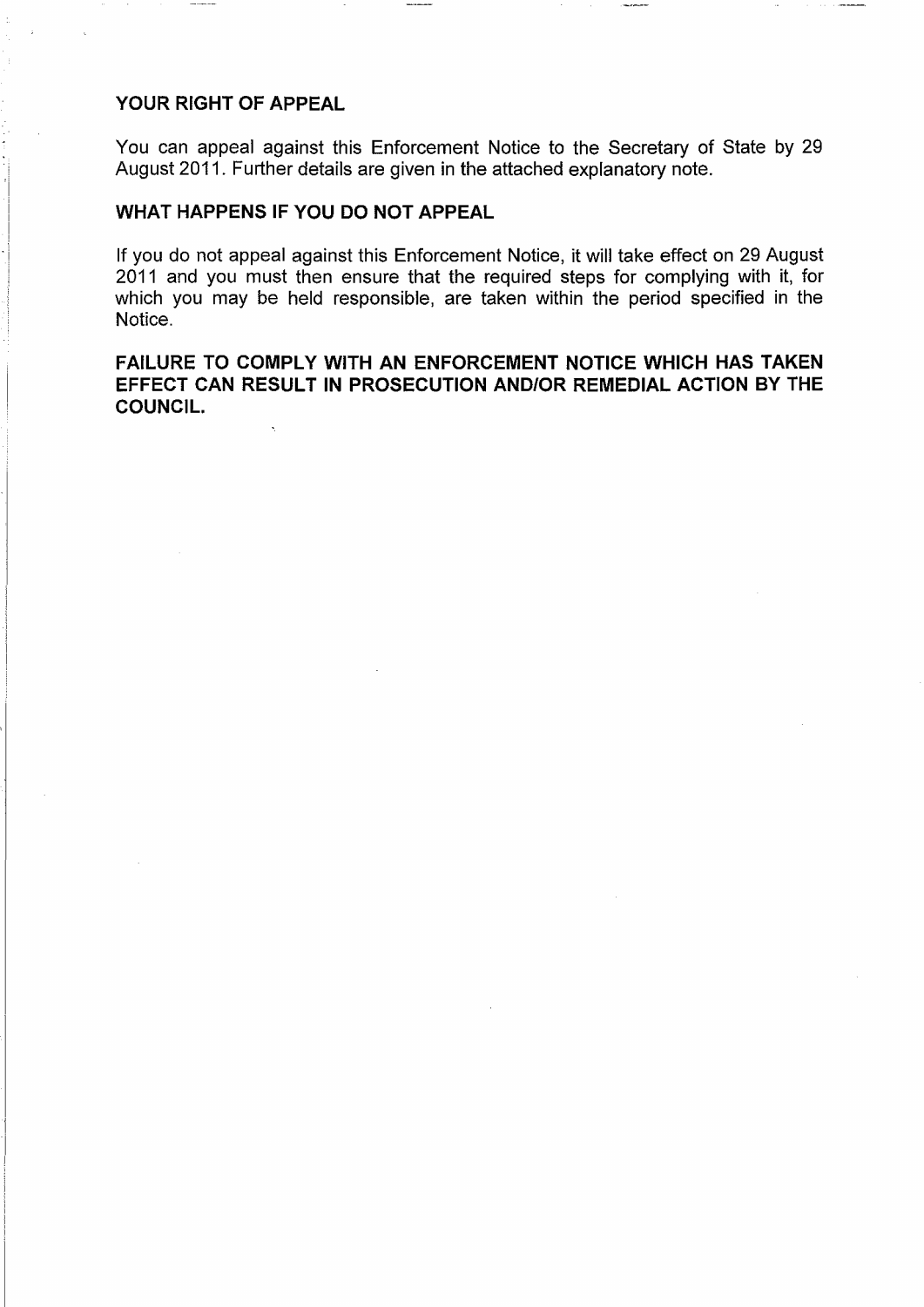## YOUR RIGHT OF APPEAL

You can appeal against this Enforcement Notice to the Secretary of State by 29 August 2011. Further details are given in the attached explanatory note.

## WHAT HAPPENS IF YOU DO NOT APPEAL

If you do not appeal against this Enforcement Notice, it will take effect on 29 August 2011 and you must then ensure that the required steps for complying with it, for which you may be held responsible, are taken within the period specified in the Notice.

**FAILURE TO COMPLY WITH AN ENFORCEMENT NOTICE WHICH HAS TAKEN EFFECT CAN RESULT IN PROSECUTION AND/OR REMEDIAL ACTION BY THE COUNCIL.**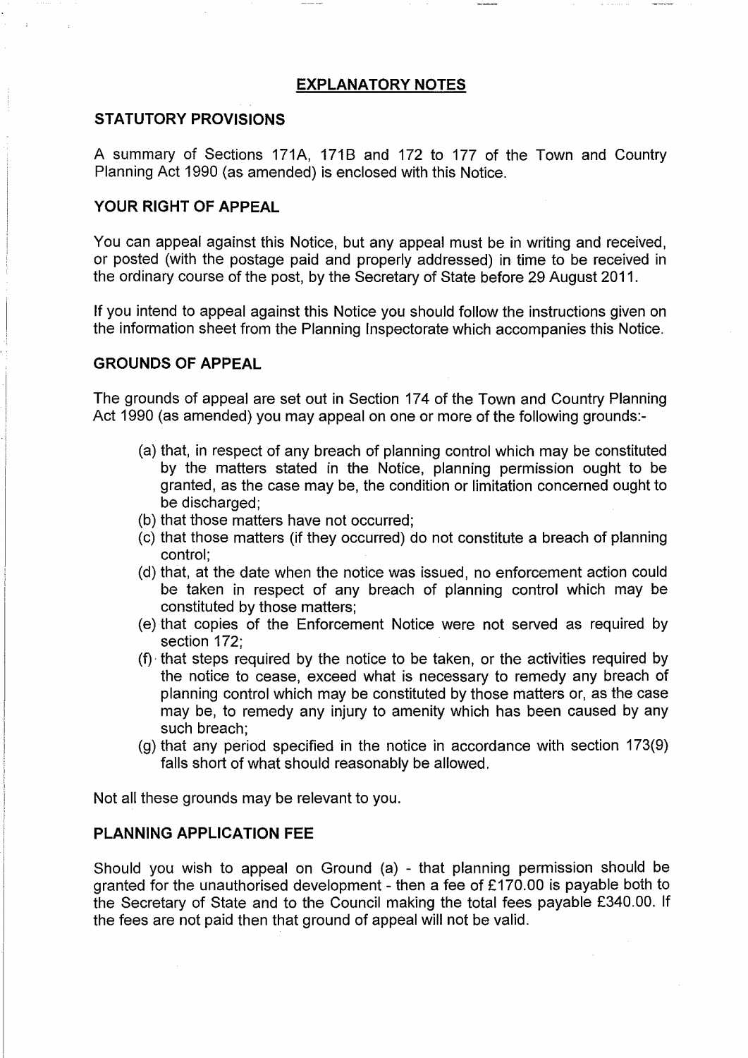# EXPLANATORY NOTES

## STATUTORY PROVISIONS

A summary of Sections 171A, 171B and 172 to 177 of the Town and Country Planning Act 1990 (as amended) is enclosed with this Notice.

## YOUR RIGHT OF APPEAL

You can appeal against this Notice, but any appeal must be in writing and received, or posted (with the postage paid and properly addressed) in time to be received in the ordinary course of the post, by the Secretary of State before 29 August 2011.

If you intend to appeal against this Notice you should follow the instructions given on the information sheet from the Planning Inspectorate which accompanies this Notice.

## GROUNDS OF APPEAL

The grounds of appeal are set out in Section 174 of the Town and Country Planning Act 1990 (as amended) you may appeal on one or more of the following grounds:-

- (a) that, in respect of any breach of planning control which may be constituted by the matters stated in the Notice, planning permission ought to be granted, as the case may be, the condition or limitation concerned ought to be discharged;
- (b) that those matters have not occurred;
- (c) that those matters (if they occurred) do not constitute a breach of planning control;
- (d) that, at the date when the notice was issued, no enforcement action could be taken in respect of any breach of planning control which may be constituted by those matters;
- (e) that copies of the Enforcement Notice were not served as required by section 172;
- (f) that steps required by the notice to be taken, or the activities required by the notice to cease, exceed what is necessary to remedy any breach of planning control which may be constituted by those matters or, as the case may be, to remedy any injury to amenity which has been caused by any such breach;
- (g) that any period specified in the notice in accordance with section 173(9) falls short of what should reasonably be allowed.

Not all these grounds may be relevant to you.

## PLANNING APPLICATION FEE

Should you wish to appeal on Ground (a) - that planning permission should be granted for the unauthorised development - then a fee of £170.00 is payable both to the Secretary of State and to the Council making the total fees payable £340.00. If the fees are not paid then that ground of appeal will not be valid.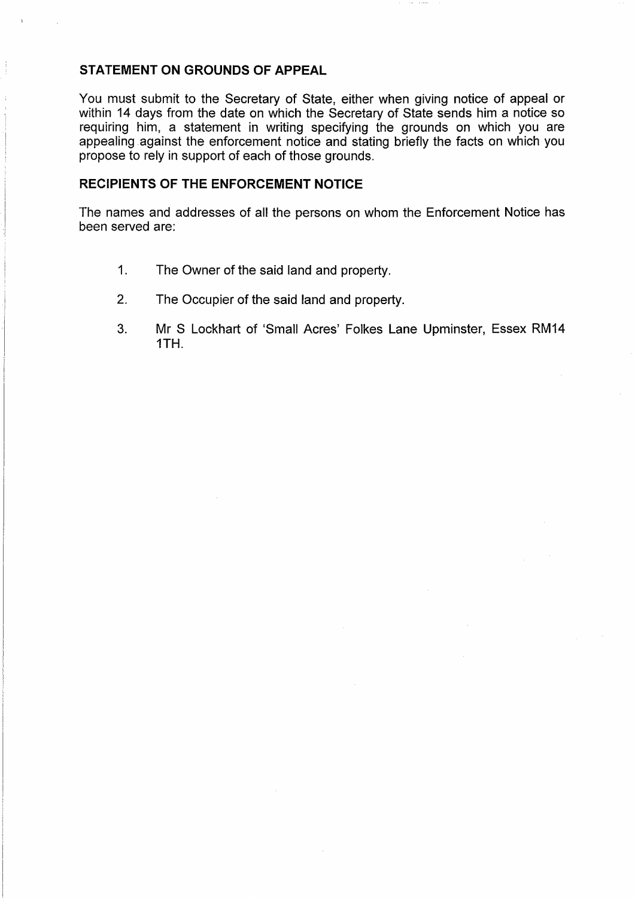## STATEMENT ON GROUNDS OF APPEAL

You must submit to the Secretary of State, either when giving notice of appeal or within 14 days from the date on which the Secretary of State sends him a notice so requiring him, a statement in writing specifying the grounds on which you are appealing against the enforcement notice and stating briefly the facts on which you propose to rely in support of each of those grounds.

## RECIPIENTS OF THE ENFORCEMENT NOTICE

The names and addresses of all the persons on whom the Enforcement Notice has been served are:

1. The Owner of the said land and property.
2. The Occupier of the said land and property.
3. Mr S Lockhart of 'Small Acres' Folkes Lane Upminster, Essex RM14 1TH.